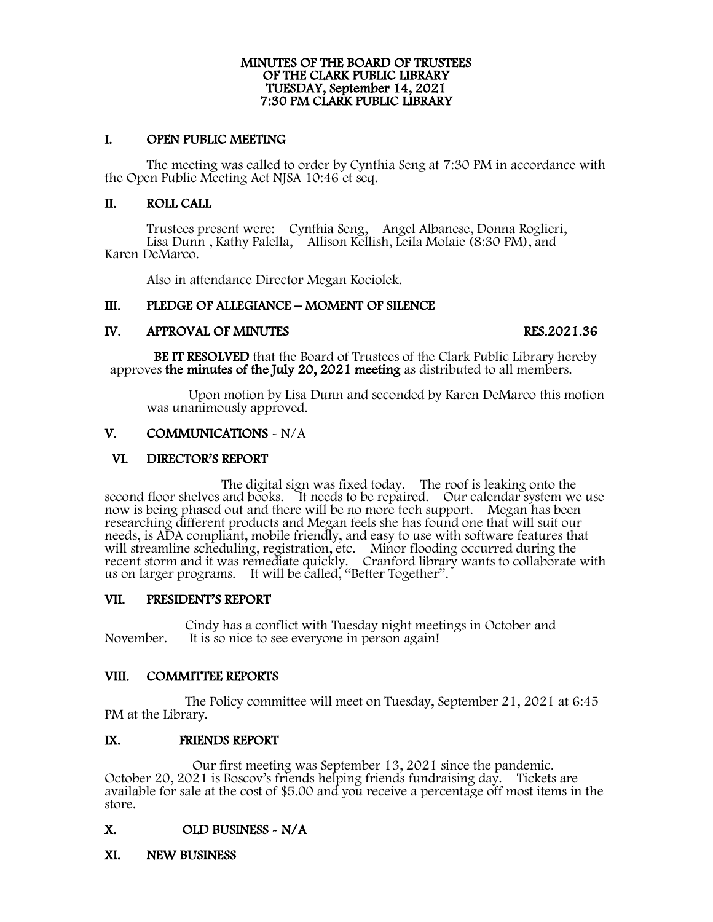# MINUTES OF THE BOARD OF TRUSTEES
# OF THE CLARK PUBLIC LIBRARY
# TUESDAY, September 14, 2021
# 7:30 PM CLARK PUBLIC LIBRARY

## I. OPEN PUBLIC MEETING

The meeting was called to order by Cynthia Seng at 7:30 PM in accordance with the Open Public Meeting Act NJSA 10:46 et seq.

## II. ROLL CALL

Trustees present were: Cynthia Seng, Angel Albanese, Donna Roglieri, Lisa Dunn , Kathy Palella, Allison Kellish, Leila Molaie (8:30 PM), and Karen DeMarco.

Also in attendance Director Megan Kociolek.

## III. PLEDGE OF ALLEGIANCE – MOMENT OF SILENCE

## IV. APPROVAL OF MINUTES RES.2021.36

**BE IT RESOLVED** that the Board of Trustees of the Clark Public Library hereby approves **the minutes of the July 20, 2021 meeting** as distributed to all members.

Upon motion by Lisa Dunn and seconded by Karen DeMarco this motion was unanimously approved.

## V. COMMUNICATIONS - N/A

## VI. DIRECTOR'S REPORT

The digital sign was fixed today. The roof is leaking onto the second floor shelves and books. It needs to be repaired. Our calendar system we use now is being phased out and there will be no more tech support. Megan has been researching different products and Megan feels she has found one that will suit our needs, is ADA compliant, mobile friendly, and easy to use with software features that will streamline scheduling, registration, etc. Minor flooding occurred during the recent storm and it was remediate quickly. Cranford library wants to collaborate with us on larger programs. It will be called, "Better Together".

## VII. PRESIDENT'S REPORT

Cindy has a conflict with Tuesday night meetings in October and November. It is so nice to see everyone in person again!

## VIII. COMMITTEE REPORTS

The Policy committee will meet on Tuesday, September 21, 2021 at 6:45 PM at the Library.

## IX. FRIENDS REPORT

Our first meeting was September 13, 2021 since the pandemic. October 20, 2021 is Boscov's friends helping friends fundraising day. Tickets are available for sale at the cost of $5.00 and you receive a percentage off most items in the store.

## X. OLD BUSINESS - N/A

## XI. NEW BUSINESS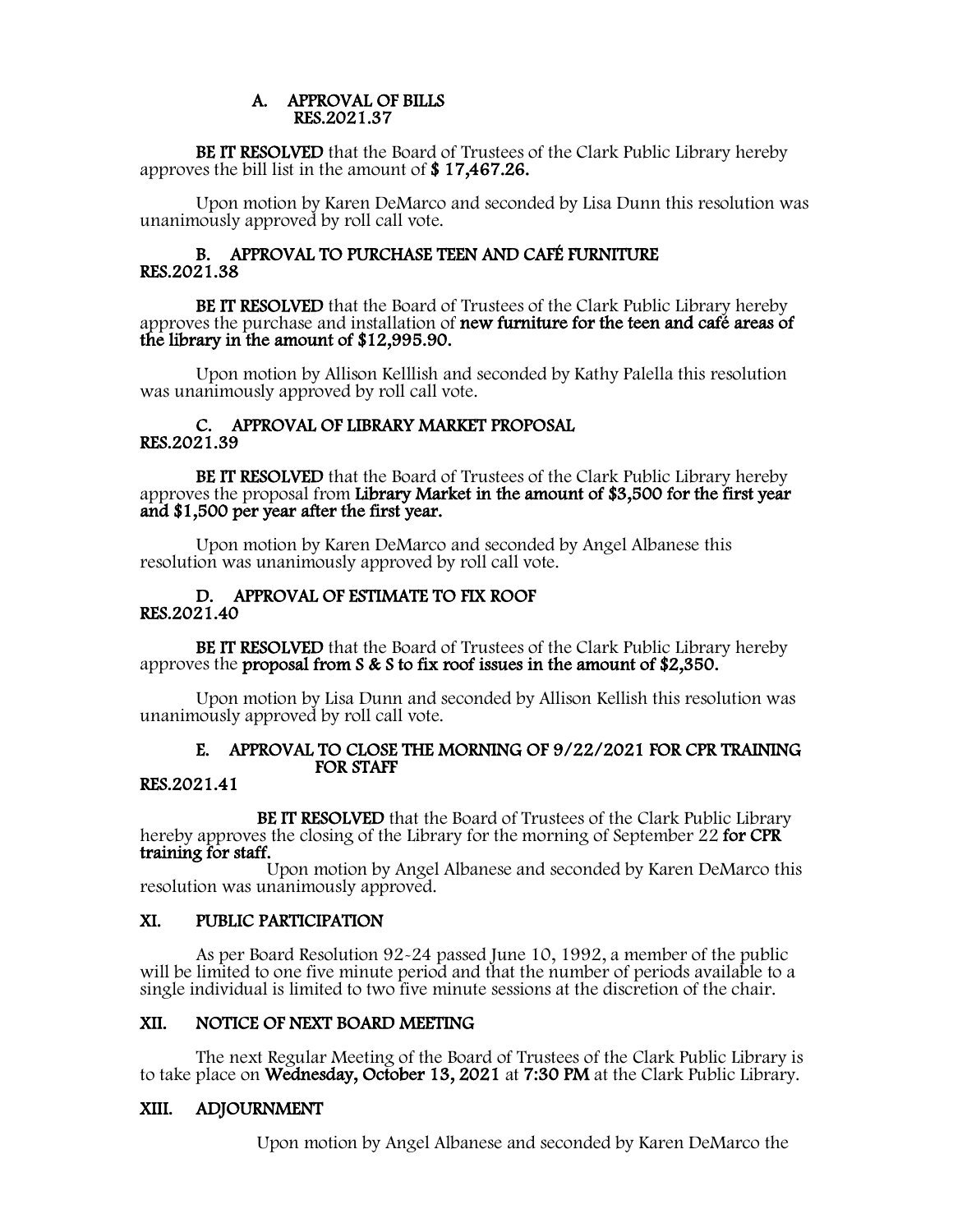### A. APPROVAL OF BILLS
**RES.2021.37**

**BE IT RESOLVED** that the Board of Trustees of the Clark Public Library hereby approves the bill list in the amount of **$ 17,467.26.**

Upon motion by Karen DeMarco and seconded by Lisa Dunn this resolution was unanimously approved by roll call vote.

### B. APPROVAL TO PURCHASE TEEN AND CAFÉ FURNITURE
**RES.2021.38**

**BE IT RESOLVED** that the Board of Trustees of the Clark Public Library hereby approves the purchase and installation of **new furniture for the teen and café areas of the library in the amount of $12,995.90.**

Upon motion by Allison Kelllish and seconded by Kathy Palella this resolution was unanimously approved by roll call vote.

### C. APPROVAL OF LIBRARY MARKET PROPOSAL
**RES.2021.39**

**BE IT RESOLVED** that the Board of Trustees of the Clark Public Library hereby approves the proposal from **Library Market in the amount of $3,500 for the first year and $1,500 per year after the first year.**

Upon motion by Karen DeMarco and seconded by Angel Albanese this resolution was unanimously approved by roll call vote.

### D. APPROVAL OF ESTIMATE TO FIX ROOF
**RES.2021.40**

**BE IT RESOLVED** that the Board of Trustees of the Clark Public Library hereby approves the **proposal from S & S to fix roof issues in the amount of $2,350.**

Upon motion by Lisa Dunn and seconded by Allison Kellish this resolution was unanimously approved by roll call vote.

### E. APPROVAL TO CLOSE THE MORNING OF 9/22/2021 FOR CPR TRAINING FOR STAFF
**RES.2021.41**

**BE IT RESOLVED** that the Board of Trustees of the Clark Public Library hereby approves the closing of the Library for the morning of September 22 **for CPR training for staff.**

Upon motion by Angel Albanese and seconded by Karen DeMarco this resolution was unanimously approved.

## XI. PUBLIC PARTICIPATION

As per Board Resolution 92-24 passed June 10, 1992, a member of the public will be limited to one five minute period and that the number of periods available to a single individual is limited to two five minute sessions at the discretion of the chair.

## XII. NOTICE OF NEXT BOARD MEETING

The next Regular Meeting of the Board of Trustees of the Clark Public Library is to take place on **Wednesday, October 13, 2021** at **7:30 PM** at the Clark Public Library.

## XIII. ADJOURNMENT

Upon motion by Angel Albanese and seconded by Karen DeMarco the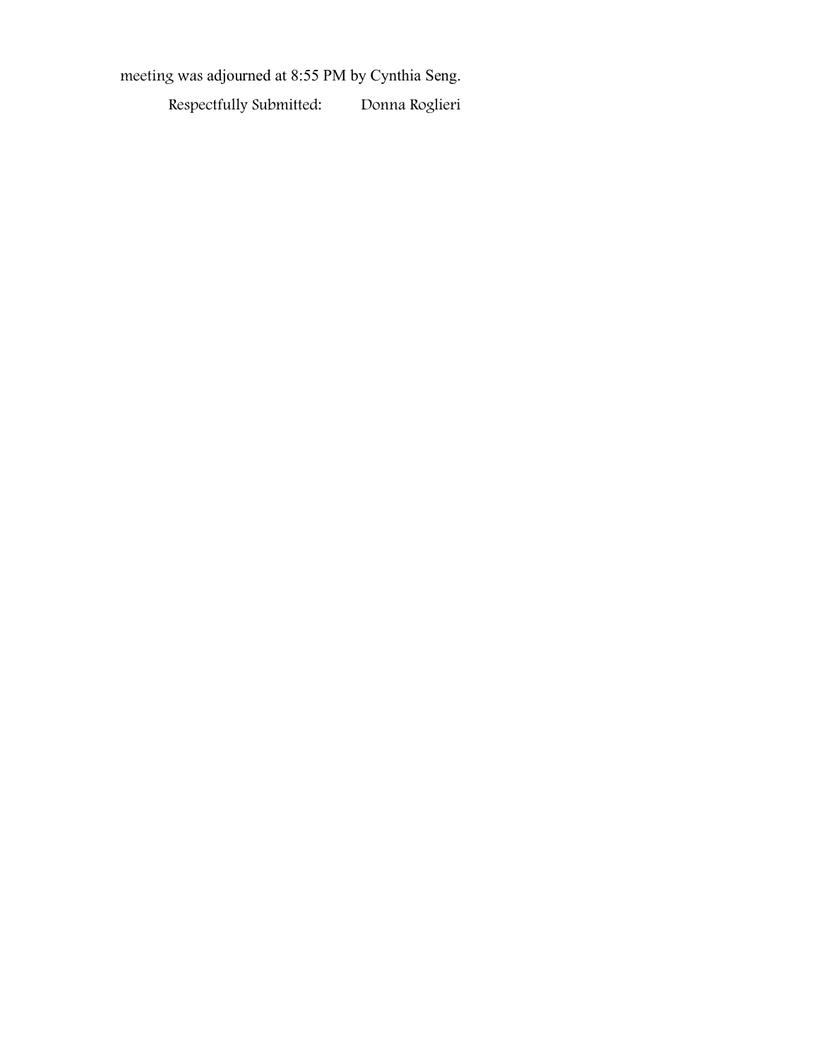meeting was adjourned at 8:55 PM by Cynthia Seng.

Respectfully Submitted: Donna Roglieri